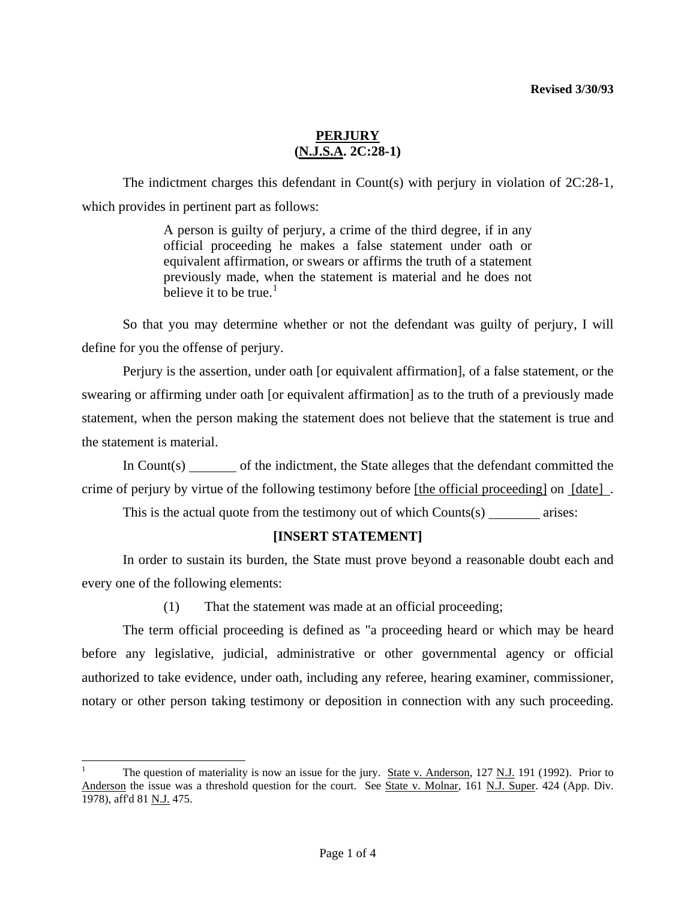Revised 3/30/93

# PERJURY
## (N.J.S.A. 2C:28-1)

The indictment charges this defendant in Count(s) with perjury in violation of 2C:28-1, which provides in pertinent part as follows:

> A person is guilty of perjury, a crime of the third degree, if in any official proceeding he makes a false statement under oath or equivalent affirmation, or swears or affirms the truth of a statement previously made, when the statement is material and he does not believe it to be true.[1]

So that you may determine whether or not the defendant was guilty of perjury, I will define for you the offense of perjury.

Perjury is the assertion, under oath [or equivalent affirmation], of a false statement, or the swearing or affirming under oath [or equivalent affirmation] as to the truth of a previously made statement, when the person making the statement does not believe that the statement is true and the statement is material.

In Count(s) _______ of the indictment, the State alleges that the defendant committed the crime of perjury by virtue of the following testimony before [the official proceeding] on [date] .

This is the actual quote from the testimony out of which Counts(s) ________ arises:

**[INSERT STATEMENT]**

In order to sustain its burden, the State must prove beyond a reasonable doubt each and every one of the following elements:

(1) That the statement was made at an official proceeding;

The term official proceeding is defined as "a proceeding heard or which may be heard before any legislative, judicial, administrative or other governmental agency or official authorized to take evidence, under oath, including any referee, hearing examiner, commissioner, notary or other person taking testimony or deposition in connection with any such proceeding.

---

[1] The question of materiality is now an issue for the jury. State v. Anderson, 127 N.J. 191 (1992). Prior to Anderson the issue was a threshold question for the court. See State v. Molnar, 161 N.J. Super. 424 (App. Div. 1978), aff'd 81 N.J. 475.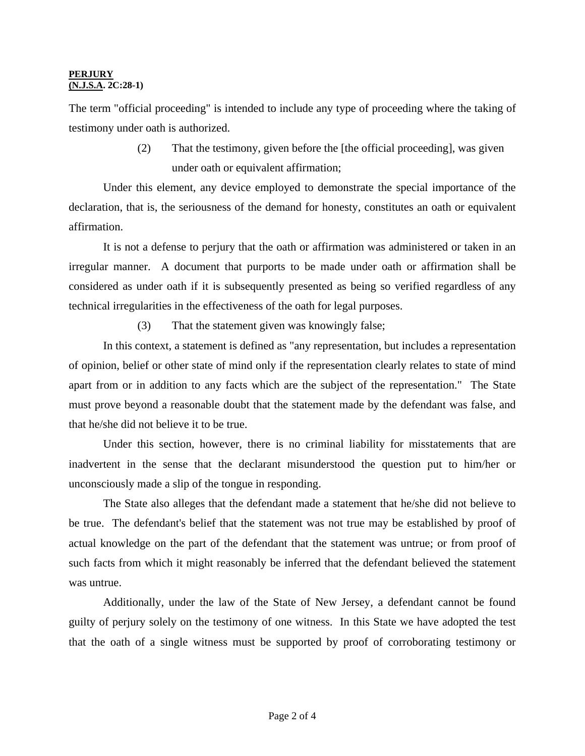The term "official proceeding" is intended to include any type of proceeding where the taking of testimony under oath is authorized.

> (2) That the testimony, given before the [the official proceeding], was given under oath or equivalent affirmation;

Under this element, any device employed to demonstrate the special importance of the declaration, that is, the seriousness of the demand for honesty, constitutes an oath or equivalent affirmation.

It is not a defense to perjury that the oath or affirmation was administered or taken in an irregular manner. A document that purports to be made under oath or affirmation shall be considered as under oath if it is subsequently presented as being so verified regardless of any technical irregularities in the effectiveness of the oath for legal purposes.

> (3) That the statement given was knowingly false;

In this context, a statement is defined as "any representation, but includes a representation of opinion, belief or other state of mind only if the representation clearly relates to state of mind apart from or in addition to any facts which are the subject of the representation." The State must prove beyond a reasonable doubt that the statement made by the defendant was false, and that he/she did not believe it to be true.

Under this section, however, there is no criminal liability for misstatements that are inadvertent in the sense that the declarant misunderstood the question put to him/her or unconsciously made a slip of the tongue in responding.

The State also alleges that the defendant made a statement that he/she did not believe to be true. The defendant's belief that the statement was not true may be established by proof of actual knowledge on the part of the defendant that the statement was untrue; or from proof of such facts from which it might reasonably be inferred that the defendant believed the statement was untrue.

Additionally, under the law of the State of New Jersey, a defendant cannot be found guilty of perjury solely on the testimony of one witness. In this State we have adopted the test that the oath of a single witness must be supported by proof of corroborating testimony or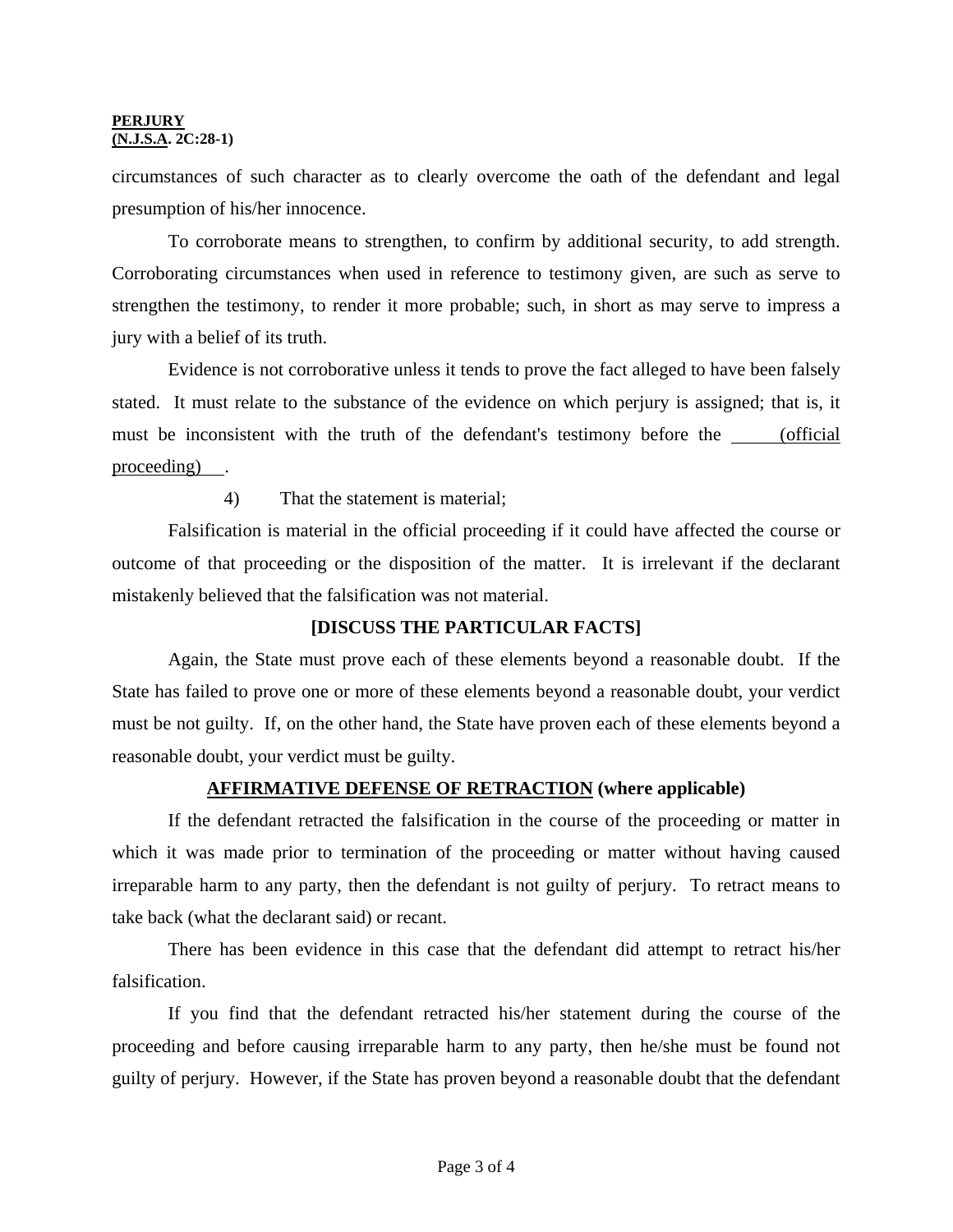circumstances of such character as to clearly overcome the oath of the defendant and legal presumption of his/her innocence.

To corroborate means to strengthen, to confirm by additional security, to add strength. Corroborating circumstances when used in reference to testimony given, are such as serve to strengthen the testimony, to render it more probable; such, in short as may serve to impress a jury with a belief of its truth.

Evidence is not corroborative unless it tends to prove the fact alleged to have been falsely stated. It must relate to the substance of the evidence on which perjury is assigned; that is, it must be inconsistent with the truth of the defendant's testimony before the (official proceeding) .

4) That the statement is material;

Falsification is material in the official proceeding if it could have affected the course or outcome of that proceeding or the disposition of the matter. It is irrelevant if the declarant mistakenly believed that the falsification was not material.

**[DISCUSS THE PARTICULAR FACTS]**

Again, the State must prove each of these elements beyond a reasonable doubt. If the State has failed to prove one or more of these elements beyond a reasonable doubt, your verdict must be not guilty. If, on the other hand, the State have proven each of these elements beyond a reasonable doubt, your verdict must be guilty.

**AFFIRMATIVE DEFENSE OF RETRACTION (where applicable)**

If the defendant retracted the falsification in the course of the proceeding or matter in which it was made prior to termination of the proceeding or matter without having caused irreparable harm to any party, then the defendant is not guilty of perjury. To retract means to take back (what the declarant said) or recant.

There has been evidence in this case that the defendant did attempt to retract his/her falsification.

If you find that the defendant retracted his/her statement during the course of the proceeding and before causing irreparable harm to any party, then he/she must be found not guilty of perjury. However, if the State has proven beyond a reasonable doubt that the defendant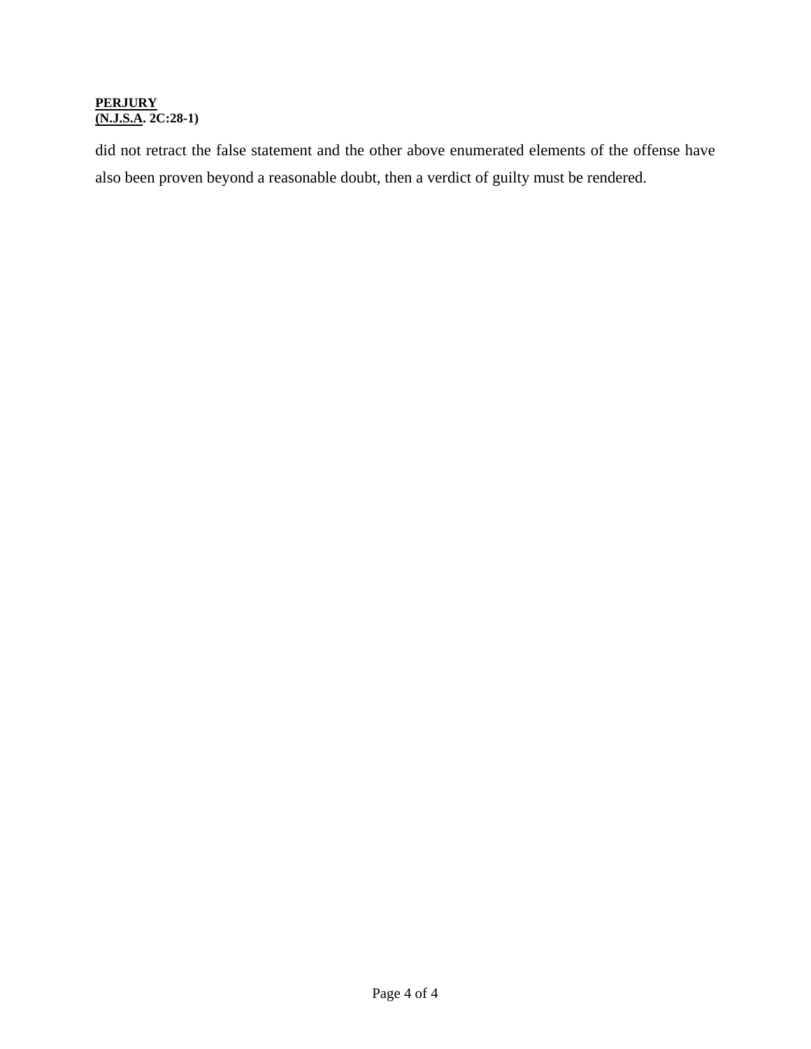did not retract the false statement and the other above enumerated elements of the offense have also been proven beyond a reasonable doubt, then a verdict of guilty must be rendered.